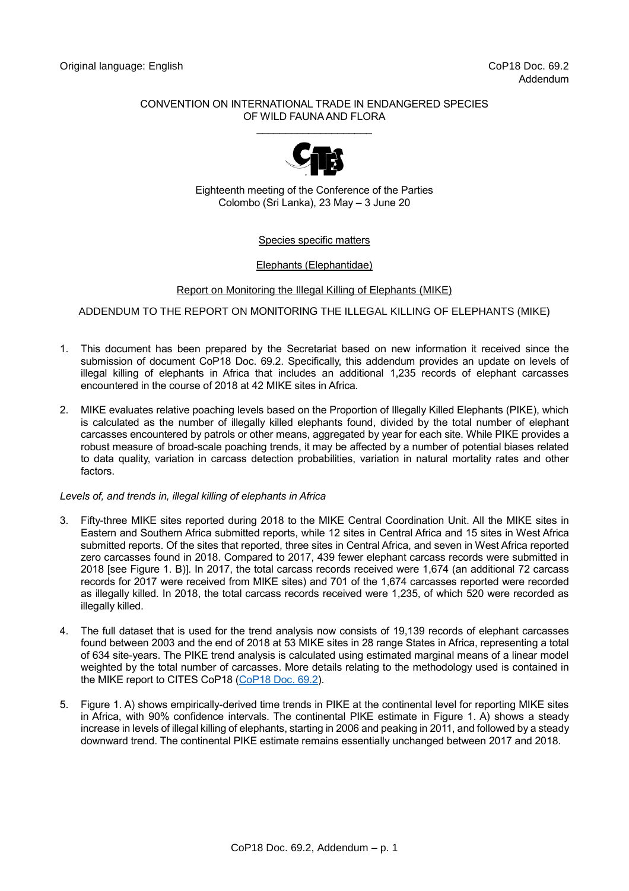Original language: English

CoP18 Doc. 69.2
Addendum

CONVENTION ON INTERNATIONAL TRADE IN ENDANGERED SPECIES OF WILD FAUNA AND FLORA

____________________

Eighteenth meeting of the Conference of the Parties
Colombo (Sri Lanka), 23 May – 3 June 20

Species specific matters

Elephants (Elephantidae)

Report on Monitoring the Illegal Killing of Elephants (MIKE)

ADDENDUM TO THE REPORT ON MONITORING THE ILLEGAL KILLING OF ELEPHANTS (MIKE)

1. This document has been prepared by the Secretariat based on new information it received since the submission of document CoP18 Doc. 69.2. Specifically, this addendum provides an update on levels of illegal killing of elephants in Africa that includes an additional 1,235 records of elephant carcasses encountered in the course of 2018 at 42 MIKE sites in Africa.

2. MIKE evaluates relative poaching levels based on the Proportion of Illegally Killed Elephants (PIKE), which is calculated as the number of illegally killed elephants found, divided by the total number of elephant carcasses encountered by patrols or other means, aggregated by year for each site. While PIKE provides a robust measure of broad-scale poaching trends, it may be affected by a number of potential biases related to data quality, variation in carcass detection probabilities, variation in natural mortality rates and other factors.

*Levels of, and trends in, illegal killing of elephants in Africa*

3. Fifty-three MIKE sites reported during 2018 to the MIKE Central Coordination Unit. All the MIKE sites in Eastern and Southern Africa submitted reports, while 12 sites in Central Africa and 15 sites in West Africa submitted reports. Of the sites that reported, three sites in Central Africa, and seven in West Africa reported zero carcasses found in 2018. Compared to 2017, 439 fewer elephant carcass records were submitted in 2018 [see Figure 1. B)]. In 2017, the total carcass records received were 1,674 (an additional 72 carcass records for 2017 were received from MIKE sites) and 701 of the 1,674 carcasses reported were recorded as illegally killed. In 2018, the total carcass records received were 1,235, of which 520 were recorded as illegally killed.

4. The full dataset that is used for the trend analysis now consists of 19,139 records of elephant carcasses found between 2003 and the end of 2018 at 53 MIKE sites in 28 range States in Africa, representing a total of 634 site-years. The PIKE trend analysis is calculated using estimated marginal means of a linear model weighted by the total number of carcasses. More details relating to the methodology used is contained in the MIKE report to CITES CoP18 (CoP18 Doc. 69.2).

5. Figure 1. A) shows empirically-derived time trends in PIKE at the continental level for reporting MIKE sites in Africa, with 90% confidence intervals. The continental PIKE estimate in Figure 1. A) shows a steady increase in levels of illegal killing of elephants, starting in 2006 and peaking in 2011, and followed by a steady downward trend. The continental PIKE estimate remains essentially unchanged between 2017 and 2018.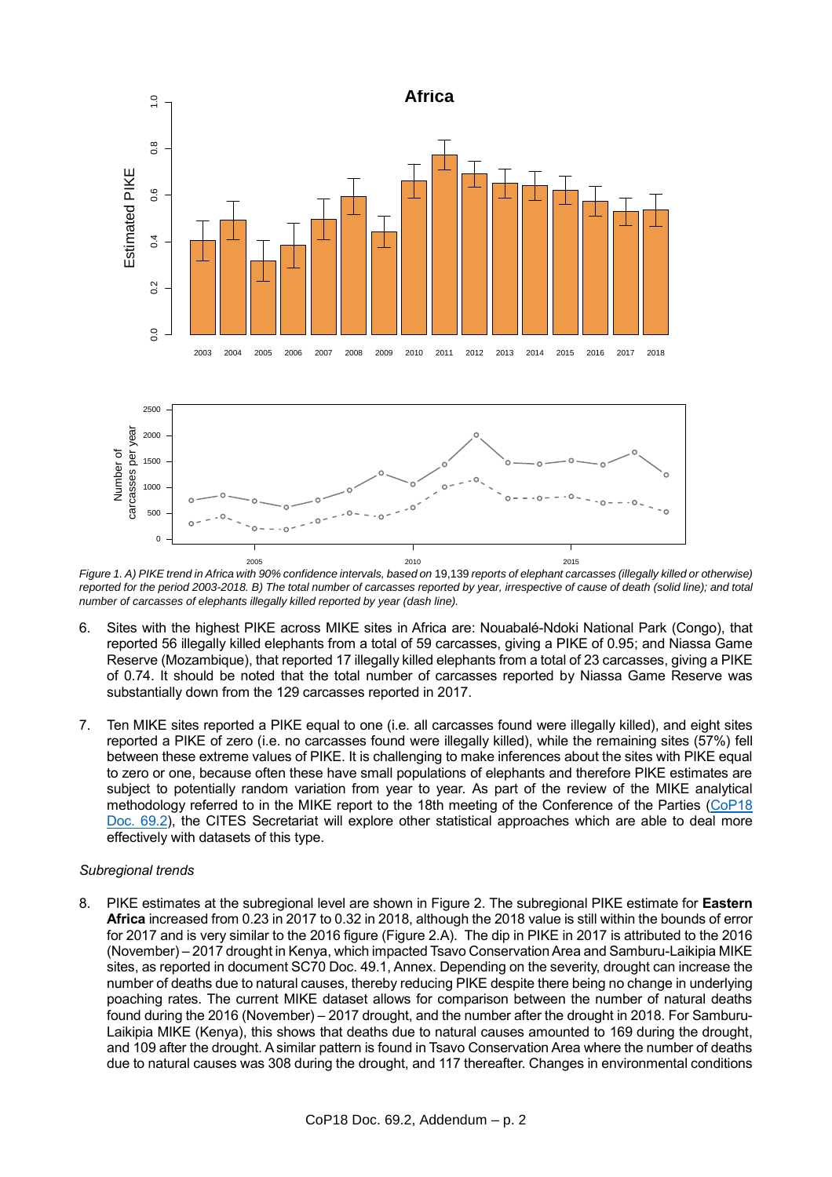*Figure 1. A) PIKE trend in Africa with 90% confidence intervals, based on* 19,139 *reports of elephant carcasses (illegally killed or otherwise) reported for the period 2003-2018. B) The total number of carcasses reported by year, irrespective of cause of death (solid line); and total number of carcasses of elephants illegally killed reported by year (dash line).*

6. Sites with the highest PIKE across MIKE sites in Africa are: Nouabalé-Ndoki National Park (Congo), that reported 56 illegally killed elephants from a total of 59 carcasses, giving a PIKE of 0.95; and Niassa Game Reserve (Mozambique), that reported 17 illegally killed elephants from a total of 23 carcasses, giving a PIKE of 0.74. It should be noted that the total number of carcasses reported by Niassa Game Reserve was substantially down from the 129 carcasses reported in 2017.

7. Ten MIKE sites reported a PIKE equal to one (i.e. all carcasses found were illegally killed), and eight sites reported a PIKE of zero (i.e. no carcasses found were illegally killed), while the remaining sites (57%) fell between these extreme values of PIKE. It is challenging to make inferences about the sites with PIKE equal to zero or one, because often these have small populations of elephants and therefore PIKE estimates are subject to potentially random variation from year to year. As part of the review of the MIKE analytical methodology referred to in the MIKE report to the 18th meeting of the Conference of the Parties (CoP18 Doc. 69.2), the CITES Secretariat will explore other statistical approaches which are able to deal more effectively with datasets of this type.

*Subregional trends*

8. PIKE estimates at the subregional level are shown in Figure 2. The subregional PIKE estimate for **Eastern Africa** increased from 0.23 in 2017 to 0.32 in 2018, although the 2018 value is still within the bounds of error for 2017 and is very similar to the 2016 figure (Figure 2.A). The dip in PIKE in 2017 is attributed to the 2016 (November) – 2017 drought in Kenya, which impacted Tsavo Conservation Area and Samburu-Laikipia MIKE sites, as reported in document SC70 Doc. 49.1, Annex. Depending on the severity, drought can increase the number of deaths due to natural causes, thereby reducing PIKE despite there being no change in underlying poaching rates. The current MIKE dataset allows for comparison between the number of natural deaths found during the 2016 (November) – 2017 drought, and the number after the drought in 2018. For Samburu-Laikipia MIKE (Kenya), this shows that deaths due to natural causes amounted to 169 during the drought, and 109 after the drought. A similar pattern is found in Tsavo Conservation Area where the number of deaths due to natural causes was 308 during the drought, and 117 thereafter. Changes in environmental conditions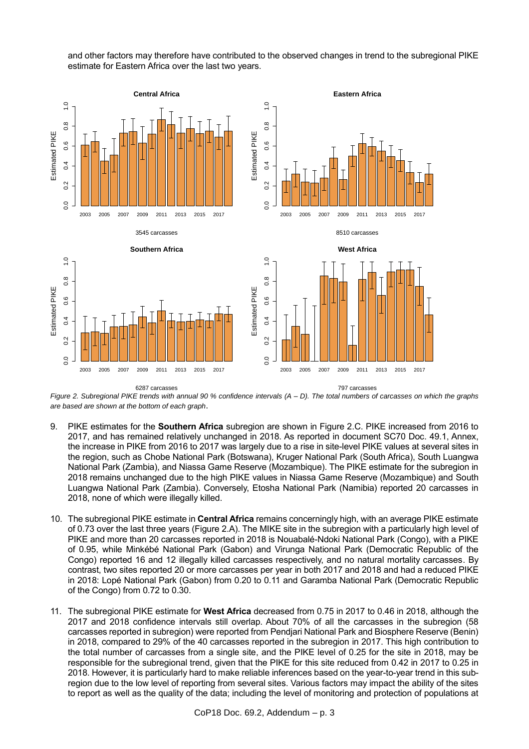and other factors may therefore have contributed to the observed changes in trend to the subregional PIKE estimate for Eastern Africa over the last two years.

*Figure 2. Subregional PIKE trends with annual 90 % confidence intervals (A – D). The total numbers of carcasses on which the graphs are based are shown at the bottom of each graph.*

9. PIKE estimates for the **Southern Africa** subregion are shown in Figure 2.C. PIKE increased from 2016 to 2017, and has remained relatively unchanged in 2018. As reported in document SC70 Doc. 49.1, Annex, the increase in PIKE from 2016 to 2017 was largely due to a rise in site-level PIKE values at several sites in the region, such as Chobe National Park (Botswana), Kruger National Park (South Africa), South Luangwa National Park (Zambia), and Niassa Game Reserve (Mozambique). The PIKE estimate for the subregion in 2018 remains unchanged due to the high PIKE values in Niassa Game Reserve (Mozambique) and South Luangwa National Park (Zambia). Conversely, Etosha National Park (Namibia) reported 20 carcasses in 2018, none of which were illegally killed.

10. The subregional PIKE estimate in **Central Africa** remains concerningly high, with an average PIKE estimate of 0.73 over the last three years (Figure 2.A). The MIKE site in the subregion with a particularly high level of PIKE and more than 20 carcasses reported in 2018 is Nouabalé-Ndoki National Park (Congo), with a PIKE of 0.95, while Minkébé National Park (Gabon) and Virunga National Park (Democratic Republic of the Congo) reported 16 and 12 illegally killed carcasses respectively, and no natural mortality carcasses. By contrast, two sites reported 20 or more carcasses per year in both 2017 and 2018 and had a reduced PIKE in 2018: Lopé National Park (Gabon) from 0.20 to 0.11 and Garamba National Park (Democratic Republic of the Congo) from 0.72 to 0.30.

11. The subregional PIKE estimate for **West Africa** decreased from 0.75 in 2017 to 0.46 in 2018, although the 2017 and 2018 confidence intervals still overlap. About 70% of all the carcasses in the subregion (58 carcasses reported in subregion) were reported from Pendjari National Park and Biosphere Reserve (Benin) in 2018, compared to 29% of the 40 carcasses reported in the subregion in 2017. This high contribution to the total number of carcasses from a single site, and the PIKE level of 0.25 for the site in 2018, may be responsible for the subregional trend, given that the PIKE for this site reduced from 0.42 in 2017 to 0.25 in 2018. However, it is particularly hard to make reliable inferences based on the year-to-year trend in this sub-region due to the low level of reporting from several sites. Various factors may impact the ability of the sites to report as well as the quality of the data; including the level of monitoring and protection of populations at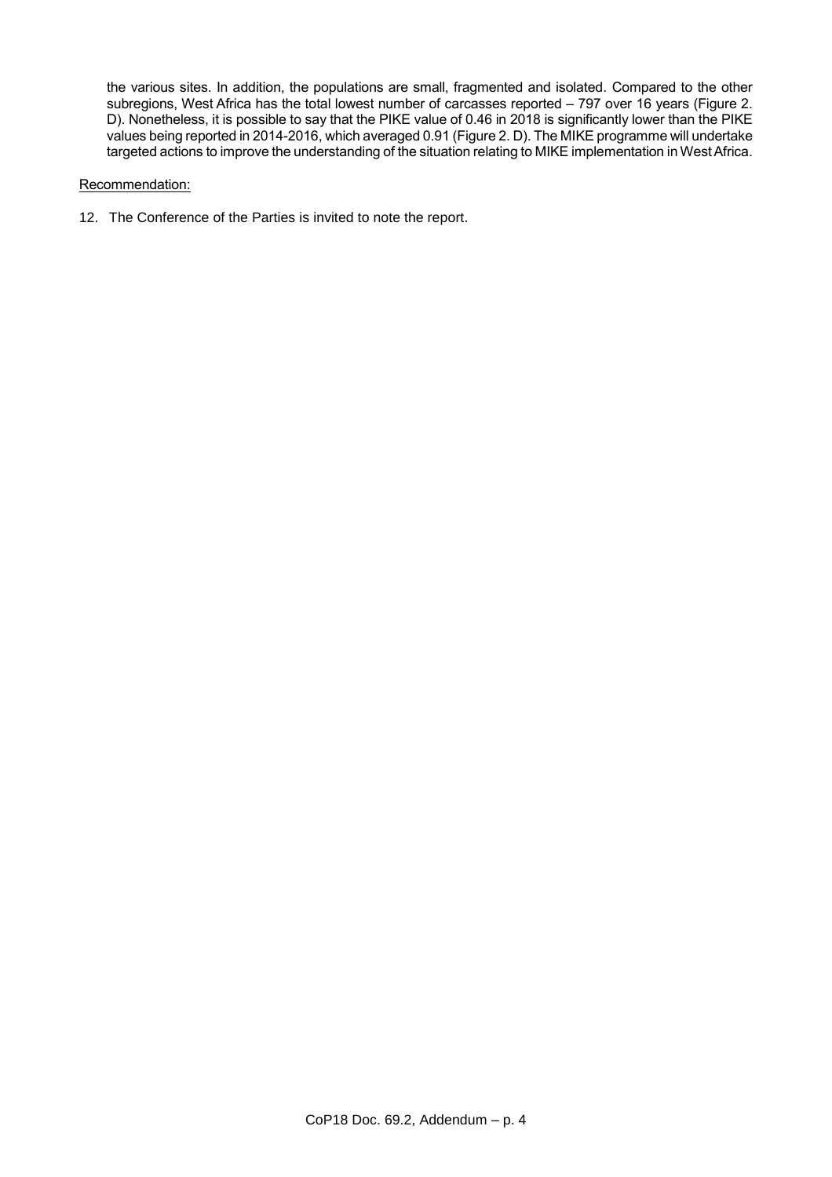the various sites. In addition, the populations are small, fragmented and isolated. Compared to the other subregions, West Africa has the total lowest number of carcasses reported – 797 over 16 years (Figure 2. D). Nonetheless, it is possible to say that the PIKE value of 0.46 in 2018 is significantly lower than the PIKE values being reported in 2014-2016, which averaged 0.91 (Figure 2. D). The MIKE programme will undertake targeted actions to improve the understanding of the situation relating to MIKE implementation in West Africa.

Recommendation:

12. The Conference of the Parties is invited to note the report.